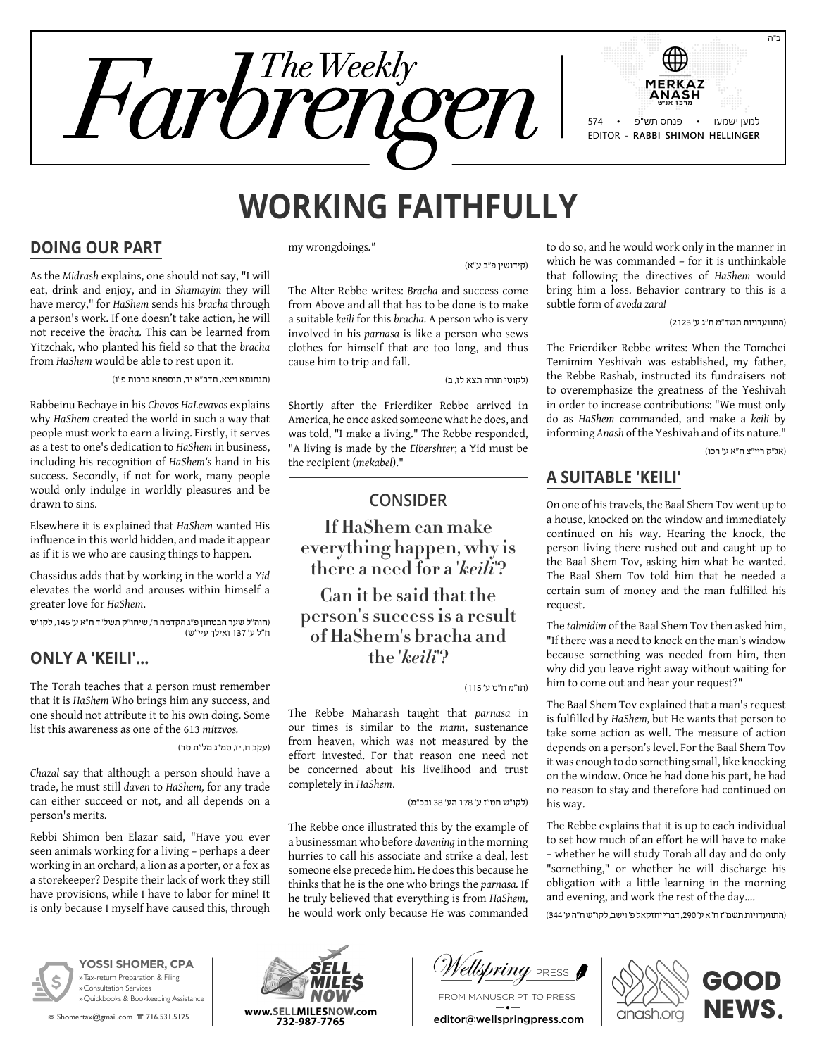ב"ה

# The Weekly Farbrengen

MERKAZ ANASH

574 • פנחס תש"פ • למען ישמעו

EDITOR - **RABBI SHIMON HELLINGER**

# WORKING FAITHFULLY

## DOING OUR PART

As the *Midrash* explains, one should not say, "I will eat, drink and enjoy, and in *Shamayim* they will have mercy," for *HaShem* sends his *bracha* through a person's work. If one doesn't take action, he will not receive the *bracha.* This can be learned from Yitzchak, who planted his field so that the *bracha* from *HaShem* would be able to rest upon it.

(תנחומא ויצא, תדב"א יד, תוספתא ברכות פ"ו)

Rabbeinu Bechaye in his *Chovos HaLevavos* explains why *HaShem* created the world in such a way that people must work to earn a living. Firstly, it serves as a test to one's dedication to *HaShem* in business, including his recognition of *HaShem's* hand in his success. Secondly, if not for work, many people would only indulge in worldly pleasures and be drawn to sins.

Elsewhere it is explained that *HaShem* wanted His influence in this world hidden, and made it appear as if it is we who are causing things to happen.

Chassidus adds that by working in the world a *Yid* elevates the world and arouses within himself a greater love for *HaShem*.

(חוה"ל שער הבטחון פ"ג הקדמה ה', שיחו"ק תשל"ד ח"א ע' 145, לקו"ש ח"ל ע' 137 ואילך ועיי"ש)

## ONLY A 'KEILI'...

The Torah teaches that a person must remember that it is *HaShem* Who brings him any success, and one should not attribute it to his own doing. Some list this awareness as one of the 613 *mitzvos.*

(עקב ח, יז, סמ"ג מל"ת סד)

*Chazal* say that although a person should have a trade, he must still *daven* to *HaShem,* for any trade can either succeed or not, and all depends on a person's merits.

Rebbi Shimon ben Elazar said, "Have you ever seen animals working for a living – perhaps a deer working in an orchard, a lion as a porter, or a fox as a storekeeper? Despite their lack of work they still have provisions, while I have to labor for mine! It is only because I myself have caused this, through my wrongdoings."

(קידושין פ"ב ע"א)

The Alter Rebbe writes: *Bracha* and success come from Above and all that has to be done is to make a suitable *keili* for this *bracha.* A person who is very involved in his *parnasa* is like a person who sews clothes for himself that are too long, and thus cause him to trip and fall.

(לקוטי תורה תצא לז, ב)

Shortly after the Frierdiker Rebbe arrived in America, he once asked someone what he does, and was told, "I make a living." The Rebbe responded, "A living is made by the *Eibershter*; a Yid must be the recipient (*mekabel*)."

> **CONSIDER**
>
> **If HaShem can make everything happen, why is there a need for a '*keili*'?**
>
> **Can it be said that the person's success is a result of HaShem's bracha and the '*keili*'?**

(תו"מ ח"ט ע' 115)

The Rebbe Maharash taught that *parnasa* in our times is similar to the *mann*, sustenance from heaven, which was not measured by the effort invested. For that reason one need not be concerned about his livelihood and trust completely in *HaShem*.

(לקו"ש חט"ז ע' 178 הע' 38 ובכ"מ)

The Rebbe once illustrated this by the example of a businessman who before *davening* in the morning hurries to call his associate and strike a deal, lest someone else precede him. He does this because he thinks that he is the one who brings the *parnasa.* If he truly believed that everything is from *HaShem,* he would work only because He was commanded to do so, and he would work only in the manner in which he was commanded – for it is unthinkable that following the directives of *HaShem* would bring him a loss. Behavior contrary to this is a subtle form of *avoda zara!*

(התוועדויות תשד"מ ח"ג ע' 2123)

The Frierdiker Rebbe writes: When the Tomchei Temimim Yeshivah was established, my father, the Rebbe Rashab, instructed its fundraisers not to overemphasize the greatness of the Yeshivah in order to increase contributions: "We must only do as *HaShem* commanded, and make a *keili* by informing *Anash* of the Yeshivah and of its nature."

(אג"ק ריי"צ ח"א ע' רכו)

## A SUITABLE 'KEILI'

On one of his travels, the Baal Shem Tov went up to a house, knocked on the window and immediately continued on his way. Hearing the knock, the person living there rushed out and caught up to the Baal Shem Tov, asking him what he wanted. The Baal Shem Tov told him that he needed a certain sum of money and the man fulfilled his request.

The *talmidim* of the Baal Shem Tov then asked him, "If there was a need to knock on the man's window because something was needed from him, then why did you leave right away without waiting for him to come out and hear your request?"

The Baal Shem Tov explained that a man's request is fulfilled by *HaShem,* but He wants that person to take some action as well. The measure of action depends on a person's level. For the Baal Shem Tov it was enough to do something small, like knocking on the window. Once he had done his part, he had no reason to stay and therefore had continued on his way.

The Rebbe explains that it is up to each individual to set how much of an effort he will have to make – whether he will study Torah all day and do only "something," or whether he will discharge his obligation with a little learning in the morning and evening, and work the rest of the day....

(התוועדויות תשמ"ז ח"א ע' 290, דברי יחזקאל פ' וישב, לקו"ש ח"ה ע' 344)

---

**YOSSI SHOMER, CPA**
» Tax-return Preparation & Filing
» Consultation Services
» Quickbooks & Bookkeeping Assistance
Shomertax@gmail.com ☎ 716.531.5125

**SELL MILE$ NOW**
www.SELLMILESNOW.com
732-987-7765

Wellspring PRESS
FROM MANUSCRIPT TO PRESS
editor@wellspringpress.com

anash.org **GOOD NEWS.**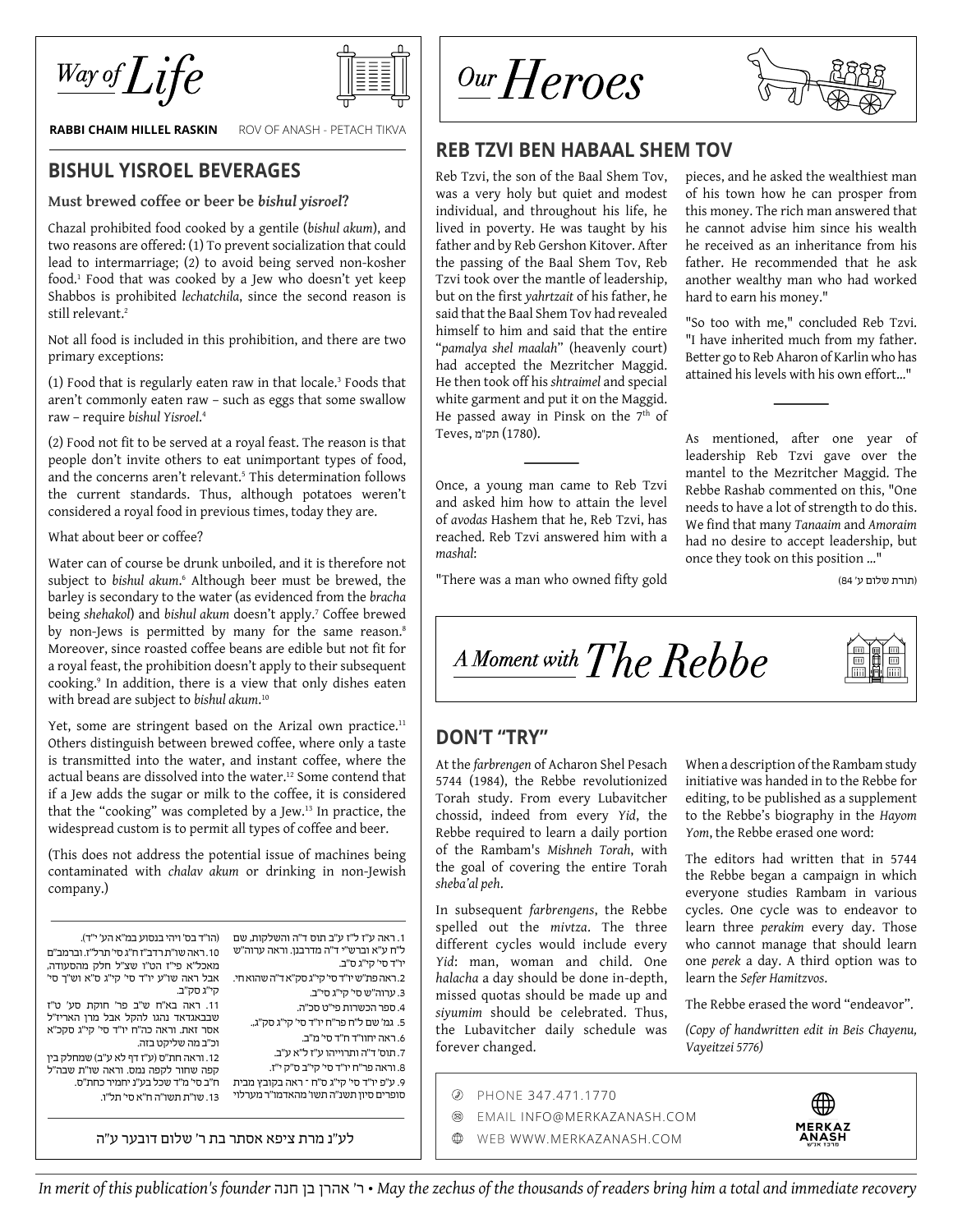# Way of Life

**RABBI CHAIM HILLEL RASKIN** ROV OF ANASH - PETACH TIKVA

## BISHUL YISROEL BEVERAGES

**Must brewed coffee or beer be *bishul yisroel*?**

Chazal prohibited food cooked by a gentile (*bishul akum*), and two reasons are offered: (1) To prevent socialization that could lead to intermarriage; (2) to avoid being served non-kosher food.[1] Food that was cooked by a Jew who doesn't yet keep Shabbos is prohibited *lechatchila*, since the second reason is still relevant.[2]

Not all food is included in this prohibition, and there are two primary exceptions:

(1) Food that is regularly eaten raw in that locale.[3] Foods that aren't commonly eaten raw – such as eggs that some swallow raw – require *bishul Yisroel*.[4]

(2) Food not fit to be served at a royal feast. The reason is that people don't invite others to eat unimportant types of food, and the concerns aren't relevant.[5] This determination follows the current standards. Thus, although potatoes weren't considered a royal food in previous times, today they are.

What about beer or coffee?

Water can of course be drunk unboiled, and it is therefore not subject to *bishul akum*.[6] Although beer must be brewed, the barley is secondary to the water (as evidenced from the *bracha* being *shehakol*) and *bishul akum* doesn't apply.[7] Coffee brewed by non-Jews is permitted by many for the same reason.[8] Moreover, since roasted coffee beans are edible but not fit for a royal feast, the prohibition doesn't apply to their subsequent cooking.[9] In addition, there is a view that only dishes eaten with bread are subject to *bishul akum*.[10]

Yet, some are stringent based on the Arizal own practice.[11] Others distinguish between brewed coffee, where only a taste is transmitted into the water, and instant coffee, where the actual beans are dissolved into the water.[12] Some contend that if a Jew adds the sugar or milk to the coffee, it is considered that the "cooking" was completed by a Jew.[13] In practice, the widespread custom is to permit all types of coffee and beer.

(This does not address the potential issue of machines being contaminated with *chalav akum* or drinking in non-Jewish company.)

1. ראה ע"ז ל"ז ע"ב תוס ד"ה והשלקות. שם ל"ח ע"א וברש"י ד"ה מדרבנן. וראה ערוה"ש יו"ד סי' קי"ג ס"ב.
2. ראה פת"ש יו"ד סי' קי"ג סק"א ד"ה שהוא חי.
3. ערוה"ש סי' קי"ג ס"ב.
4. ספר הכשרות פ"ט סכ"ה.
5. גמ' שם ל"ח פר"ח יו"ד סי' קי"ג סק"ג..
6. ראה יחו"ד ח"ד סי' מ"ב.
7. תוס' ד"ה ותרוייהו ע"ז ל"א ע"ב.
8. וראה פר"ח יו"ד סי' קי"ב סק"ק י"ז.
9. ע"פ יו"ד סי' קי"ג ס"ח - ראה בקובץ מבית סופרים סיון תשנ"ה תשו' מהאדמו"ר מערלוי (הו"ד בס' ויהי בנסוע במ"א הע' י"ד).
10. ראה שו"ת רדב"ז ח"ג סי' תרל"ז. וברמב"ם מאכל"א פי"ז הט"ו שצ"ל חלק מהסעודה, אבל ראה שו"ע יו"ד סי' קי"ג ס"א וש"ך סי' קי"ג סק"ב.
11. ראה בא"ח ש"ב פר' חוקת סע' ט"ו שבבאגדאד נהגו להקל אבל מרן הארי"ל אסר זאת. וראה כה"ח יו"ד סי' קי"ג סקכ"א וכ"ב מה שליקט בזה.
12. וראה חת"ס (ע"ז דף לא ע"ב) שמחלק בין קפה שחור לקפה נמס. וראה שו"ת שבה"ל ח"ב סי' מ"ד שכל בע"נ יחמיר כחת"ס.
13. שו"ת תשו"ה ח"א סי' תל"ו.

לע"נ מרת ציפא אסתר בת ר' שלום דובער ע"ה

# Our Heroes

## REB TZVI BEN HABAAL SHEM TOV

Reb Tzvi, the son of the Baal Shem Tov, was a very holy but quiet and modest individual, and throughout his life, he lived in poverty. He was taught by his father and by Reb Gershon Kitover. After the passing of the Baal Shem Tov, Reb Tzvi took over the mantle of leadership, but on the first *yahrtzait* of his father, he said that the Baal Shem Tov had revealed himself to him and said that the entire "*pamalya shel maalah*" (heavenly court) had accepted the Mezritcher Maggid. He then took off his *shtraimel* and special white garment and put it on the Maggid. He passed away in Pinsk on the 7th of Teves, תק"מ (1780).

---

Once, a young man came to Reb Tzvi and asked him how to attain the level of *avodas* Hashem that he, Reb Tzvi, has reached. Reb Tzvi answered him with a *mashal*:

"There was a man who owned fifty gold pieces, and he asked the wealthiest man of his town how he can prosper from this money. The rich man answered that he cannot advise him since his wealth he received as an inheritance from his father. He recommended that he ask another wealthy man who had worked hard to earn his money."

"So too with me," concluded Reb Tzvi. "I have inherited much from my father. Better go to Reb Aharon of Karlin who has attained his levels with his own effort..."

---

As mentioned, after one year of leadership Reb Tzvi gave over the mantel to the Mezritcher Maggid. The Rebbe Rashab commented on this, "One needs to have a lot of strength to do this. We find that many *Tanaaim* and *Amoraim* had no desire to accept leadership, but once they took on this position ..."

(תורת שלום ע' 84)

# A Moment with The Rebbe

## DON'T "TRY"

At the *farbrengen* of Acharon Shel Pesach 5744 (1984), the Rebbe revolutionized Torah study. From every Lubavitcher chossid, indeed from every *Yid*, the Rebbe required to learn a daily portion of the Rambam's *Mishneh Torah*, with the goal of covering the entire Torah *sheba'al peh*.

In subsequent *farbrengens*, the Rebbe spelled out the *mivtza*. The three different cycles would include every *Yid*: man, woman and child. One *halacha* a day should be done in-depth, missed quotas should be made up and *siyumim* should be celebrated. Thus, the Lubavitcher daily schedule was forever changed.

When a description of the Rambam study initiative was handed in to the Rebbe for editing, to be published as a supplement to the Rebbe's biography in the *Hayom Yom*, the Rebbe erased one word:

The editors had written that in 5744 the Rebbe began a campaign in which everyone studies Rambam in various cycles. One cycle was to endeavor to learn three *perakim* every day. Those who cannot manage that should learn one *perek* a day. A third option was to learn the *Sefer Hamitzvos*.

The Rebbe erased the word "endeavor".

*(Copy of handwritten edit in Beis Chayenu, Vayeitzei 5776)*

PHONE 347.471.1770
EMAIL INFO@MERKAZANASH.COM
WEB WWW.MERKAZANASH.COM

MERKAZ ANASH

*In merit of this publication's founder* ר' אהרן בן חנה • *May the zechus of the thousands of readers bring him a total and immediate recovery*